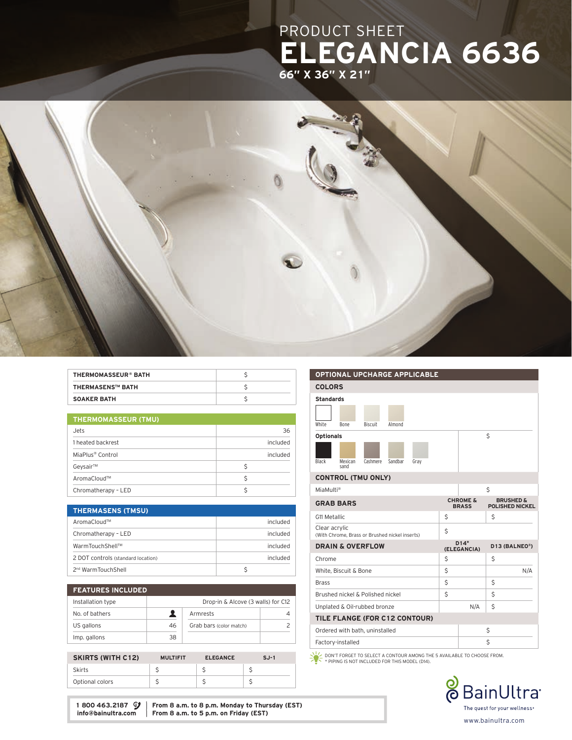PRODUCT SHEET

# ELEGANCIA 6636

**66" X 36" X 21"**

| | |
|---|---|
| **THERMOMASSEUR® BATH** | $ |
| **THERMASENS™ BATH** | $ |
| **SOAKER BATH** | $ |

| **THERMOMASSEUR (TMU)** | |
|---|---|
| Jets | 36 |
| 1 heated backrest | included |
| MiaPlus® Control | included |
| Geysair™ | $ |
| AromaCloud™ | $ |
| Chromatherapy - LED | $ |

| **THERMASENS (TMSU)** | |
|---|---|
| AromaCloud™ | included |
| Chromatherapy - LED | included |
| WarmTouchShell™ | included |
| 2 DOT controls (standard location) | included |
| 2nd WarmTouchShell | $ |

| **FEATURES INCLUDED** | | | |
|---|---|---|---|
| Installation type | Drop-in & Alcove (3 walls) for C12 | | |
| No. of bathers | | Armrests | 4 |
| US gallons | 46 | Grab bars (color match) | 2 |
| Imp. gallons | 38 | | |

| **SKIRTS (WITH C12)** | **MULTIFIT** | **ELEGANCE** | **SJ-1** |
|---|---|---|---|
| Skirts | $ | $ | $ |
| Optional colors | $ | $ | $ |

## OPTIONAL UPCHARGE APPLICABLE

**COLORS**

**Standards**

White, Bone, Biscuit, Almond

**Optionals** — $

Black, Mexican sand, Cashmere, Sandbar, Gray

| **CONTROL (TMU ONLY)** | |
|---|---|
| MiaMulti® | $ |

| **GRAB BARS** | **CHROME & BRASS** | **BRUSHED & POLISHED NICKEL** |
|---|---|---|
| G11 Metallic | $ | $ |
| Clear acrylic (With Chrome, Brass or Brushed nickel inserts) | $ | |

| **DRAIN & OVERFLOW** | **D14* (ELEGANCIA)** | **D13 (BALNEO®)** |
|---|---|---|
| Chrome | $ | $ |
| White, Biscuit & Bone | $ | N/A |
| Brass | $ | $ |
| Brushed nickel & Polished nickel | $ | $ |
| Unplated & Oil-rubbed bronze | N/A | $ |

| **TILE FLANGE (FOR C12 CONTOUR)** | |
|---|---|
| Ordered with bath, uninstalled | $ |
| Factory-installed | $ |

DON'T FORGET TO SELECT A CONTOUR AMONG THE 5 AVAILABLE TO CHOOSE FROM.
* PIPING IS NOT INCLUDED FOR THIS MODEL (D14).

**1 800 463.2187**
**info@bainultra.com**

**From 8 a.m. to 8 p.m. Monday to Thursday (EST)**
**From 8 a.m. to 5 p.m. on Friday (EST)**

BainUltra
The quest for your wellness
www.bainultra.com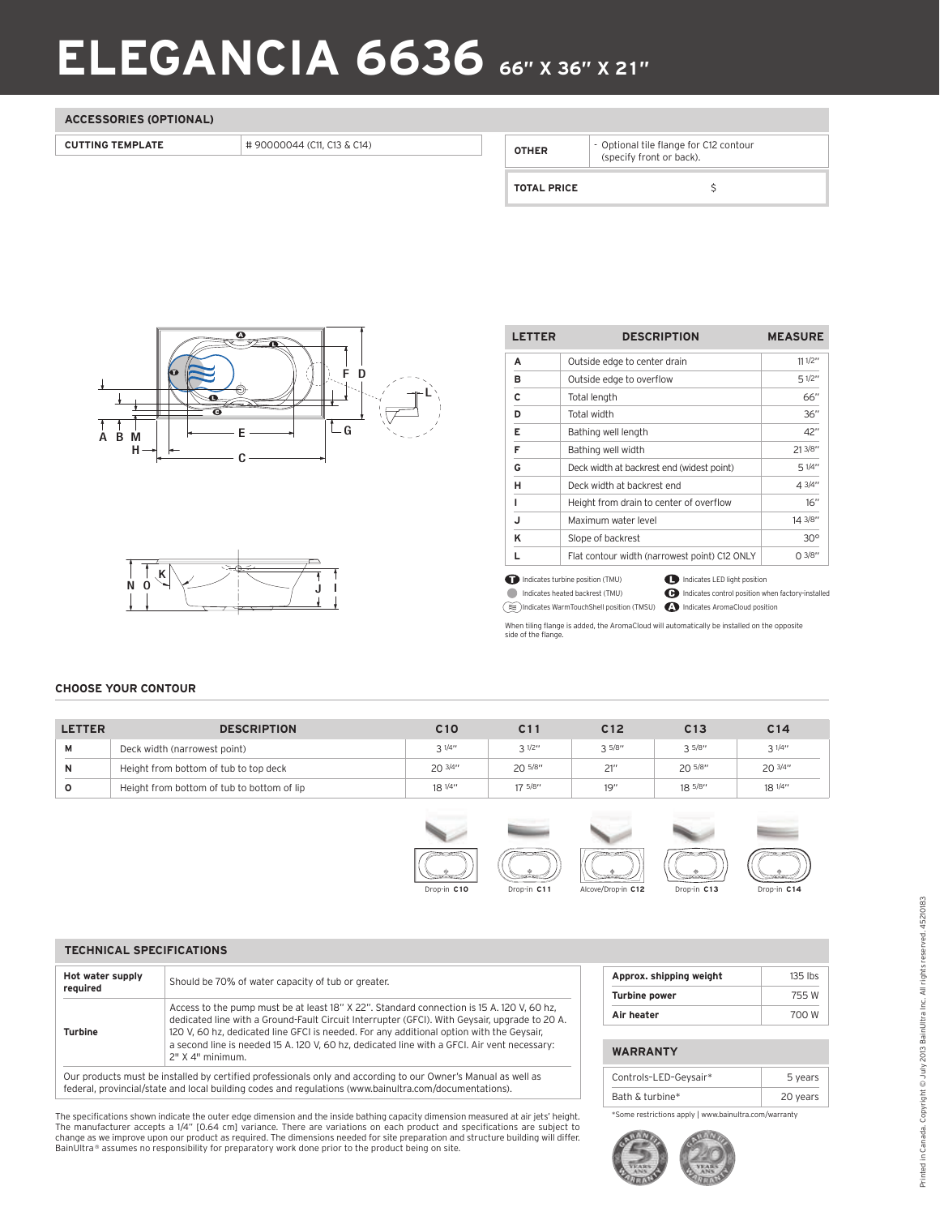# ELEGANCIA 6636 66" X 36" X 21"

## ACCESSORIES (OPTIONAL)

| | |
|---|---|
| CUTTING TEMPLATE | # 90000044 (C11, C13 & C14) |

| | |
|---|---|
| OTHER | - Optional tile flange for C12 contour (specify front or back). |
| TOTAL PRICE | $ |

| LETTER | DESCRIPTION | MEASURE |
|---|---|---|
| A | Outside edge to center drain | 11 1/2" |
| B | Outside edge to overflow | 5 1/2" |
| C | Total length | 66" |
| D | Total width | 36" |
| E | Bathing well length | 42" |
| F | Bathing well width | 21 3/8" |
| G | Deck width at backrest end (widest point) | 5 1/4" |
| H | Deck width at backrest end | 4 3/4" |
| I | Height from drain to center of overflow | 16" |
| J | Maximum water level | 14 3/8" |
| K | Slope of backrest | 30° |
| L | Flat contour width (narrowest point) C12 ONLY | 0 3/8" |

T Indicates turbine position (TMU)
Indicates heated backrest (TMU)
Indicates WarmTouchShell position (TMSU)
L Indicates LED light position
C Indicates control position when factory-installed
A Indicates AromaCloud position

When tiling flange is added, the AromaCloud will automatically be installed on the opposite side of the flange.

## CHOOSE YOUR CONTOUR

| LETTER | DESCRIPTION | C10 | C11 | C12 | C13 | C14 |
|---|---|---|---|---|---|---|
| M | Deck width (narrowest point) | 3 1/4" | 3 1/2" | 3 5/8" | 3 5/8" | 3 1/4" |
| N | Height from bottom of tub to top deck | 20 3/4" | 20 5/8" | 21" | 20 5/8" | 20 3/4" |
| O | Height from bottom of tub to bottom of lip | 18 1/4" | 17 5/8" | 19" | 18 5/8" | 18 1/4" |

Drop-in C10 | Drop-in C11 | Alcove/Drop-in C12 | Drop-in C13 | Drop-in C14

## TECHNICAL SPECIFICATIONS

| | |
|---|---|
| Hot water supply required | Should be 70% of water capacity of tub or greater. |
| Turbine | Access to the pump must be at least 18" X 22". Standard connection is 15 A. 120 V, 60 hz, dedicated line with a Ground-Fault Circuit Interrupter (GFCI). With Geysair, upgrade to 20 A. 120 V, 60 hz, dedicated line GFCI is needed. For any additional option with the Geysair, a second line is needed 15 A. 120 V, 60 hz, dedicated line with a GFCI. Air vent necessary: 2" X 4" minimum. |

Our products must be installed by certified professionals only and according to our Owner's Manual as well as federal, provincial/state and local building codes and regulations (www.bainultra.com/documentations).

| | |
|---|---|
| Approx. shipping weight | 135 lbs |
| Turbine power | 755 W |
| Air heater | 700 W |

## WARRANTY

| | |
|---|---|
| Controls-LED-Geysair* | 5 years |
| Bath & turbine* | 20 years |

*Some restrictions apply | www.bainultra.com/warranty

The specifications shown indicate the outer edge dimension and the inside bathing capacity dimension measured at air jets' height. The manufacturer accepts a 1/4" [0.64 cm] variance. There are variations on each product and specifications are subject to change as we improve upon our product as required. The dimensions needed for site preparation and structure building will differ. BainUltra® assumes no responsibility for preparatory work done prior to the product being on site.

Printed in Canada. Copyright © July 2013 BainUltra Inc. All rights reserved. 45210183